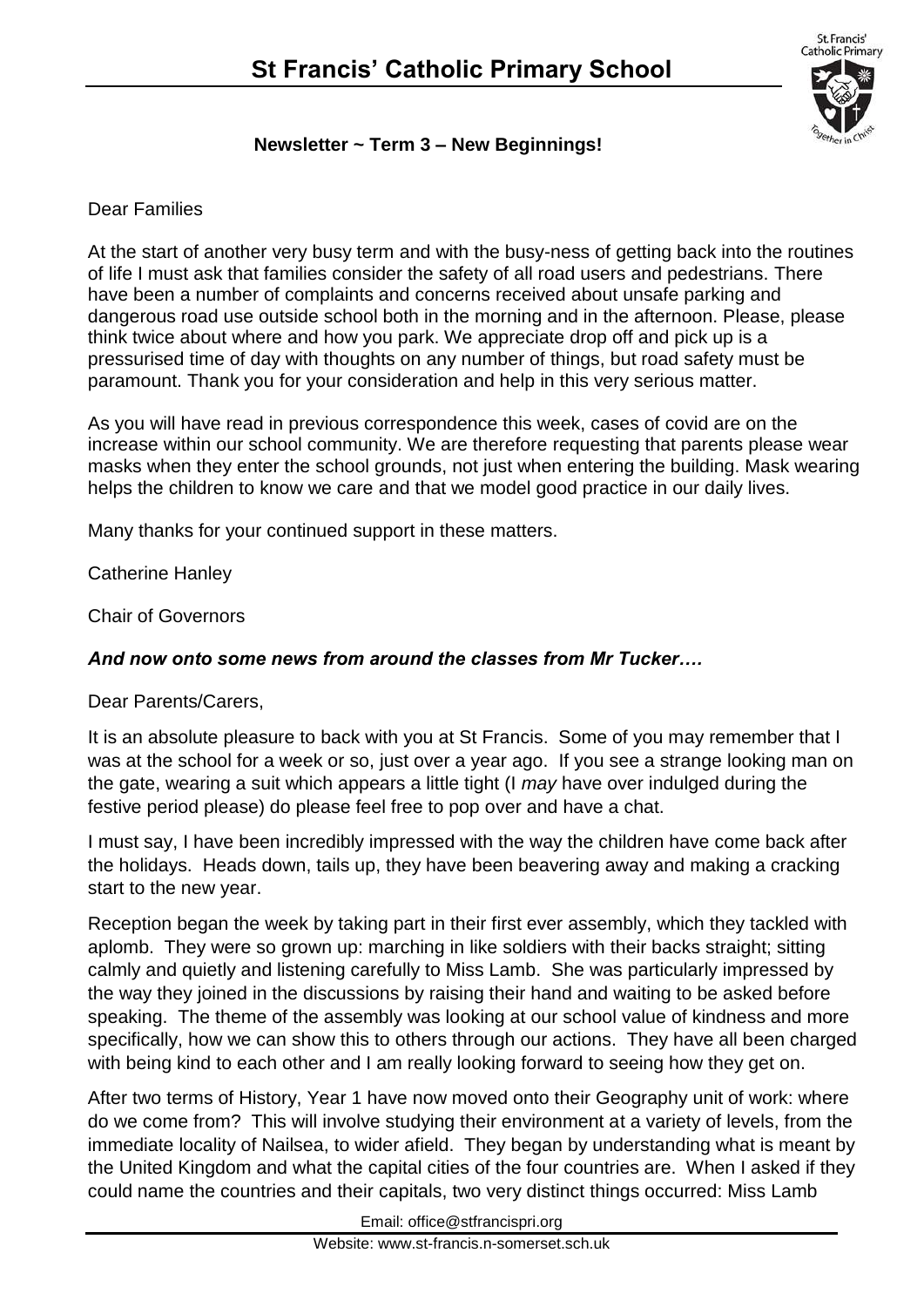# St Francis' Catholic Primary School

**Newsletter ~ Term 3 – New Beginnings!**

Dear Families

At the start of another very busy term and with the busy-ness of getting back into the routines of life I must ask that families consider the safety of all road users and pedestrians. There have been a number of complaints and concerns received about unsafe parking and dangerous road use outside school both in the morning and in the afternoon. Please, please think twice about where and how you park. We appreciate drop off and pick up is a pressurised time of day with thoughts on any number of things, but road safety must be paramount. Thank you for your consideration and help in this very serious matter.

As you will have read in previous correspondence this week, cases of covid are on the increase within our school community. We are therefore requesting that parents please wear masks when they enter the school grounds, not just when entering the building. Mask wearing helps the children to know we care and that we model good practice in our daily lives.

Many thanks for your continued support in these matters.

Catherine Hanley

Chair of Governors

***And now onto some news from around the classes from Mr Tucker….***

Dear Parents/Carers,

It is an absolute pleasure to back with you at St Francis. Some of you may remember that I was at the school for a week or so, just over a year ago. If you see a strange looking man on the gate, wearing a suit which appears a little tight (I *may* have over indulged during the festive period please) do please feel free to pop over and have a chat.

I must say, I have been incredibly impressed with the way the children have come back after the holidays. Heads down, tails up, they have been beavering away and making a cracking start to the new year.

Reception began the week by taking part in their first ever assembly, which they tackled with aplomb. They were so grown up: marching in like soldiers with their backs straight; sitting calmly and quietly and listening carefully to Miss Lamb. She was particularly impressed by the way they joined in the discussions by raising their hand and waiting to be asked before speaking. The theme of the assembly was looking at our school value of kindness and more specifically, how we can show this to others through our actions. They have all been charged with being kind to each other and I am really looking forward to seeing how they get on.

After two terms of History, Year 1 have now moved onto their Geography unit of work: where do we come from? This will involve studying their environment at a variety of levels, from the immediate locality of Nailsea, to wider afield. They began by understanding what is meant by the United Kingdom and what the capital cities of the four countries are. When I asked if they could name the countries and their capitals, two very distinct things occurred: Miss Lamb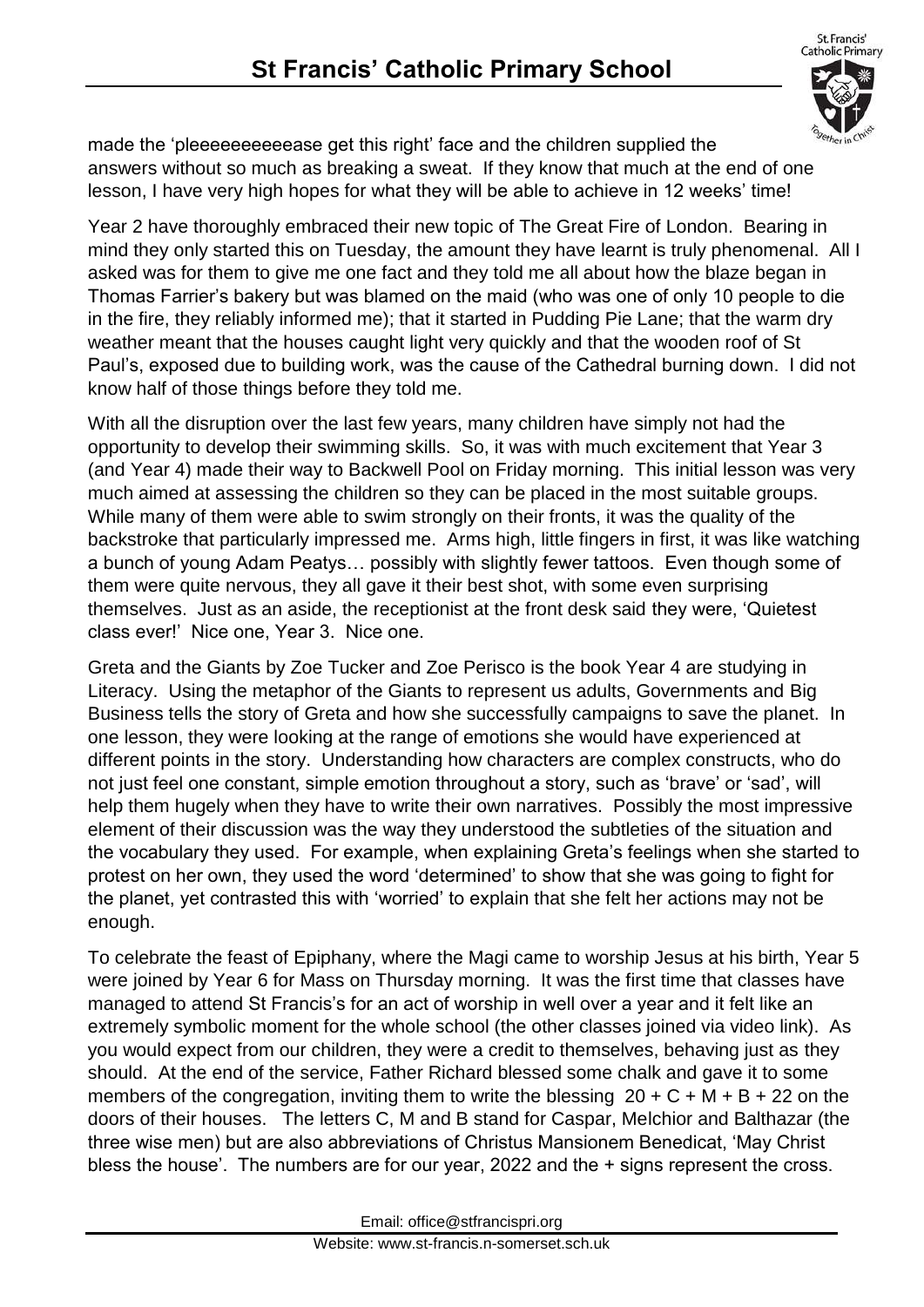made the 'pleeeeeeeeeease get this right' face and the children supplied the answers without so much as breaking a sweat. If they know that much at the end of one lesson, I have very high hopes for what they will be able to achieve in 12 weeks' time!

Year 2 have thoroughly embraced their new topic of The Great Fire of London. Bearing in mind they only started this on Tuesday, the amount they have learnt is truly phenomenal. All I asked was for them to give me one fact and they told me all about how the blaze began in Thomas Farrier's bakery but was blamed on the maid (who was one of only 10 people to die in the fire, they reliably informed me); that it started in Pudding Pie Lane; that the warm dry weather meant that the houses caught light very quickly and that the wooden roof of St Paul's, exposed due to building work, was the cause of the Cathedral burning down. I did not know half of those things before they told me.

With all the disruption over the last few years, many children have simply not had the opportunity to develop their swimming skills. So, it was with much excitement that Year 3 (and Year 4) made their way to Backwell Pool on Friday morning. This initial lesson was very much aimed at assessing the children so they can be placed in the most suitable groups. While many of them were able to swim strongly on their fronts, it was the quality of the backstroke that particularly impressed me. Arms high, little fingers in first, it was like watching a bunch of young Adam Peatys… possibly with slightly fewer tattoos. Even though some of them were quite nervous, they all gave it their best shot, with some even surprising themselves. Just as an aside, the receptionist at the front desk said they were, 'Quietest class ever!' Nice one, Year 3. Nice one.

Greta and the Giants by Zoe Tucker and Zoe Perisco is the book Year 4 are studying in Literacy. Using the metaphor of the Giants to represent us adults, Governments and Big Business tells the story of Greta and how she successfully campaigns to save the planet. In one lesson, they were looking at the range of emotions she would have experienced at different points in the story. Understanding how characters are complex constructs, who do not just feel one constant, simple emotion throughout a story, such as 'brave' or 'sad', will help them hugely when they have to write their own narratives. Possibly the most impressive element of their discussion was the way they understood the subtleties of the situation and the vocabulary they used. For example, when explaining Greta's feelings when she started to protest on her own, they used the word 'determined' to show that she was going to fight for the planet, yet contrasted this with 'worried' to explain that she felt her actions may not be enough.

To celebrate the feast of Epiphany, where the Magi came to worship Jesus at his birth, Year 5 were joined by Year 6 for Mass on Thursday morning. It was the first time that classes have managed to attend St Francis's for an act of worship in well over a year and it felt like an extremely symbolic moment for the whole school (the other classes joined via video link). As you would expect from our children, they were a credit to themselves, behaving just as they should. At the end of the service, Father Richard blessed some chalk and gave it to some members of the congregation, inviting them to write the blessing 20 + C + M + B + 22 on the doors of their houses. The letters C, M and B stand for Caspar, Melchior and Balthazar (the three wise men) but are also abbreviations of Christus Mansionem Benedicat, 'May Christ bless the house'. The numbers are for our year, 2022 and the + signs represent the cross.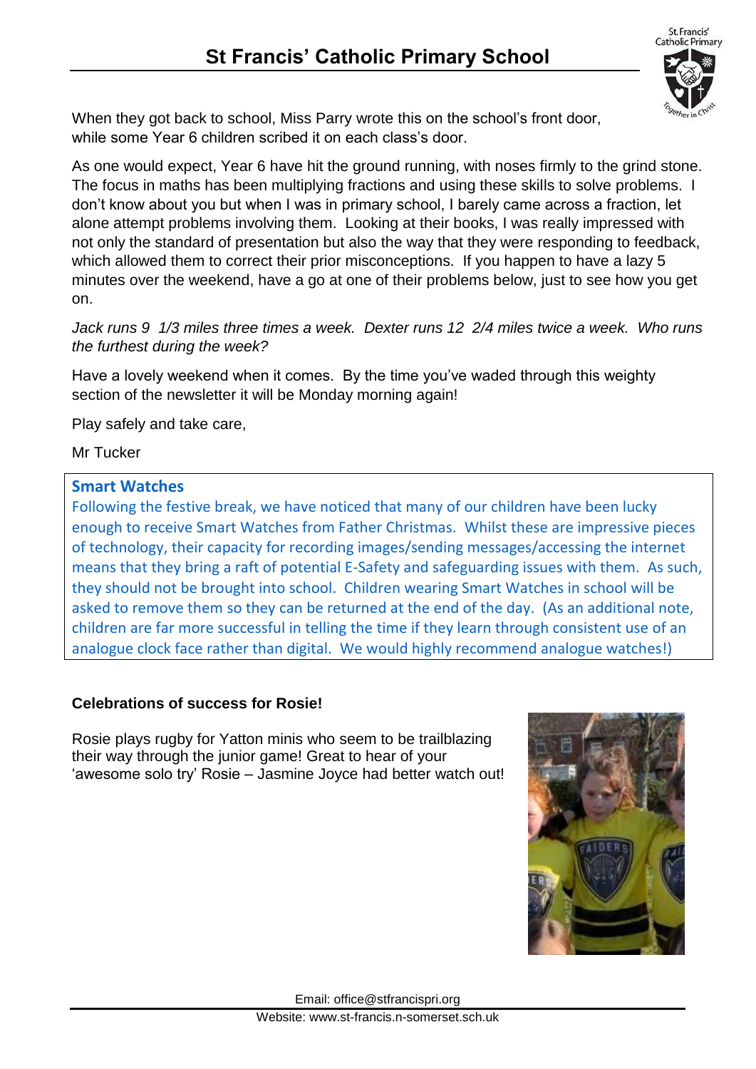When they got back to school, Miss Parry wrote this on the school's front door, while some Year 6 children scribed it on each class's door.

As one would expect, Year 6 have hit the ground running, with noses firmly to the grind stone. The focus in maths has been multiplying fractions and using these skills to solve problems. I don't know about you but when I was in primary school, I barely came across a fraction, let alone attempt problems involving them. Looking at their books, I was really impressed with not only the standard of presentation but also the way that they were responding to feedback, which allowed them to correct their prior misconceptions. If you happen to have a lazy 5 minutes over the weekend, have a go at one of their problems below, just to see how you get on.

*Jack runs 9 1/3 miles three times a week. Dexter runs 12 2/4 miles twice a week. Who runs the furthest during the week?*

Have a lovely weekend when it comes. By the time you've waded through this weighty section of the newsletter it will be Monday morning again!

Play safely and take care,

Mr Tucker

## Smart Watches

Following the festive break, we have noticed that many of our children have been lucky enough to receive Smart Watches from Father Christmas. Whilst these are impressive pieces of technology, their capacity for recording images/sending messages/accessing the internet means that they bring a raft of potential E-Safety and safeguarding issues with them. As such, they should not be brought into school. Children wearing Smart Watches in school will be asked to remove them so they can be returned at the end of the day. (As an additional note, children are far more successful in telling the time if they learn through consistent use of an analogue clock face rather than digital. We would highly recommend analogue watches!)

**Celebrations of success for Rosie!**

Rosie plays rugby for Yatton minis who seem to be trailblazing their way through the junior game! Great to hear of your 'awesome solo try' Rosie – Jasmine Joyce had better watch out!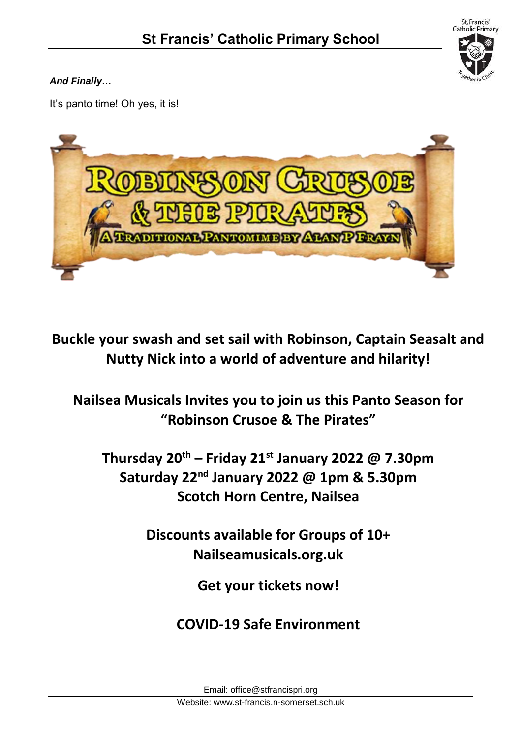***And Finally…***

It's panto time! Oh yes, it is!

ROBINSON CRUSOE & THE PIRATES

A TRADITIONAL PANTOMIME BY ALAN P FRAYN

**Buckle your swash and set sail with Robinson, Captain Seasalt and Nutty Nick into a world of adventure and hilarity!**

**Nailsea Musicals Invites you to join us this Panto Season for "Robinson Crusoe & The Pirates"**

**Thursday 20th – Friday 21st January 2022 @ 7.30pm**
**Saturday 22nd January 2022 @ 1pm & 5.30pm**
**Scotch Horn Centre, Nailsea**

**Discounts available for Groups of 10+**
**Nailseamusicals.org.uk**

**Get your tickets now!**

**COVID-19 Safe Environment**